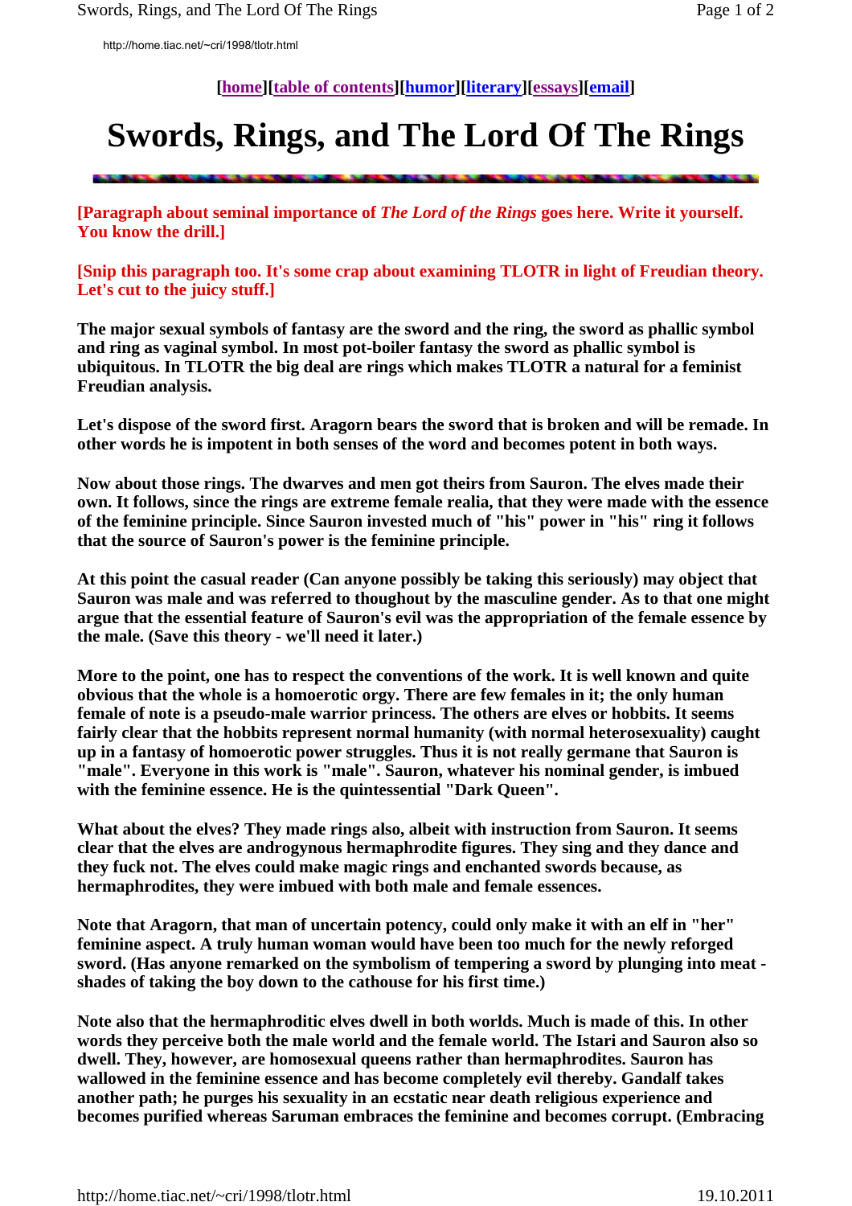http://home.tiac.net/~cri/1998/tlotr.html

[home][table of contents][humor][literary][essays][email]

# Swords, Rings, and The Lord Of The Rings

**[Paragraph about seminal importance of *The Lord of the Rings* goes here. Write it yourself. You know the drill.]**

**[Snip this paragraph too. It's some crap about examining TLOTR in light of Freudian theory. Let's cut to the juicy stuff.]**

**The major sexual symbols of fantasy are the sword and the ring, the sword as phallic symbol and ring as vaginal symbol. In most pot-boiler fantasy the sword as phallic symbol is ubiquitous. In TLOTR the big deal are rings which makes TLOTR a natural for a feminist Freudian analysis.**

**Let's dispose of the sword first. Aragorn bears the sword that is broken and will be remade. In other words he is impotent in both senses of the word and becomes potent in both ways.**

**Now about those rings. The dwarves and men got theirs from Sauron. The elves made their own. It follows, since the rings are extreme female realia, that they were made with the essence of the feminine principle. Since Sauron invested much of "his" power in "his" ring it follows that the source of Sauron's power is the feminine principle.**

**At this point the casual reader (Can anyone possibly be taking this seriously) may object that Sauron was male and was referred to thoughout by the masculine gender. As to that one might argue that the essential feature of Sauron's evil was the appropriation of the female essence by the male. (Save this theory - we'll need it later.)**

**More to the point, one has to respect the conventions of the work. It is well known and quite obvious that the whole is a homoerotic orgy. There are few females in it; the only human female of note is a pseudo-male warrior princess. The others are elves or hobbits. It seems fairly clear that the hobbits represent normal humanity (with normal heterosexuality) caught up in a fantasy of homoerotic power struggles. Thus it is not really germane that Sauron is "male". Everyone in this work is "male". Sauron, whatever his nominal gender, is imbued with the feminine essence. He is the quintessential "Dark Queen".**

**What about the elves? They made rings also, albeit with instruction from Sauron. It seems clear that the elves are androgynous hermaphrodite figures. They sing and they dance and they fuck not. The elves could make magic rings and enchanted swords because, as hermaphrodites, they were imbued with both male and female essences.**

**Note that Aragorn, that man of uncertain potency, could only make it with an elf in "her" feminine aspect. A truly human woman would have been too much for the newly reforged sword. (Has anyone remarked on the symbolism of tempering a sword by plunging into meat - shades of taking the boy down to the cathouse for his first time.)**

**Note also that the hermaphroditic elves dwell in both worlds. Much is made of this. In other words they perceive both the male world and the female world. The Istari and Sauron also so dwell. They, however, are homosexual queens rather than hermaphrodites. Sauron has wallowed in the feminine essence and has become completely evil thereby. Gandalf takes another path; he purges his sexuality in an ecstatic near death religious experience and becomes purified whereas Saruman embraces the feminine and becomes corrupt. (Embracing**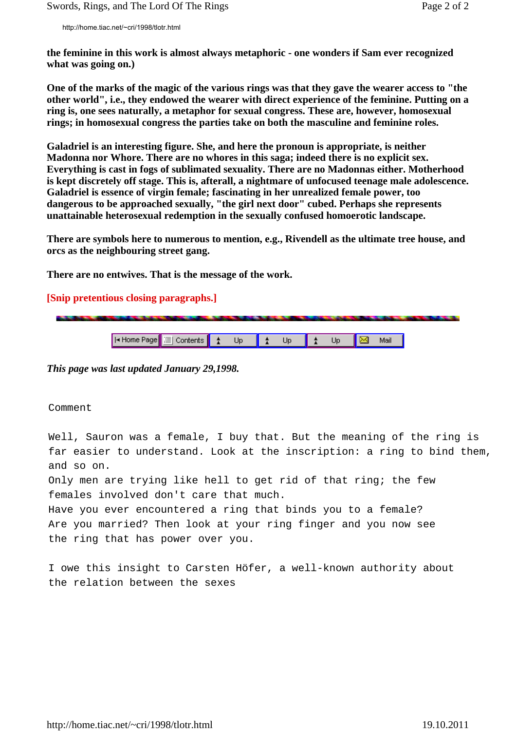**the feminine in this work is almost always metaphoric - one wonders if Sam ever recognized what was going on.)**

**One of the marks of the magic of the various rings was that they gave the wearer access to "the other world", i.e., they endowed the wearer with direct experience of the feminine. Putting on a ring is, one sees naturally, a metaphor for sexual congress. These are, however, homosexual rings; in homosexual congress the parties take on both the masculine and feminine roles.**

**Galadriel is an interesting figure. She, and here the pronoun is appropriate, is neither Madonna nor Whore. There are no whores in this saga; indeed there is no explicit sex. Everything is cast in fogs of sublimated sexuality. There are no Madonnas either. Motherhood is kept discretely off stage. This is, afterall, a nightmare of unfocused teenage male adolescence. Galadriel is essence of virgin female; fascinating in her unrealized female power, too dangerous to be approached sexually, "the girl next door" cubed. Perhaps she represents unattainable heterosexual redemption in the sexually confused homoerotic landscape.**

**There are symbols here to numerous to mention, e.g., Rivendell as the ultimate tree house, and orcs as the neighbouring street gang.**

**There are no entwives. That is the message of the work.**

**[Snip pretentious closing paragraphs.]**

Home Page | Contents | Up | Up | Up | Mail

***This page was last updated January 29,1998.***

Comment

Well, Sauron was a female, I buy that. But the meaning of the ring is far easier to understand. Look at the inscription: a ring to bind them, and so on.
Only men are trying like hell to get rid of that ring; the few females involved don't care that much.
Have you ever encountered a ring that binds you to a female?
Are you married? Then look at your ring finger and you now see the ring that has power over you.

I owe this insight to Carsten Höfer, a well-known authority about the relation between the sexes